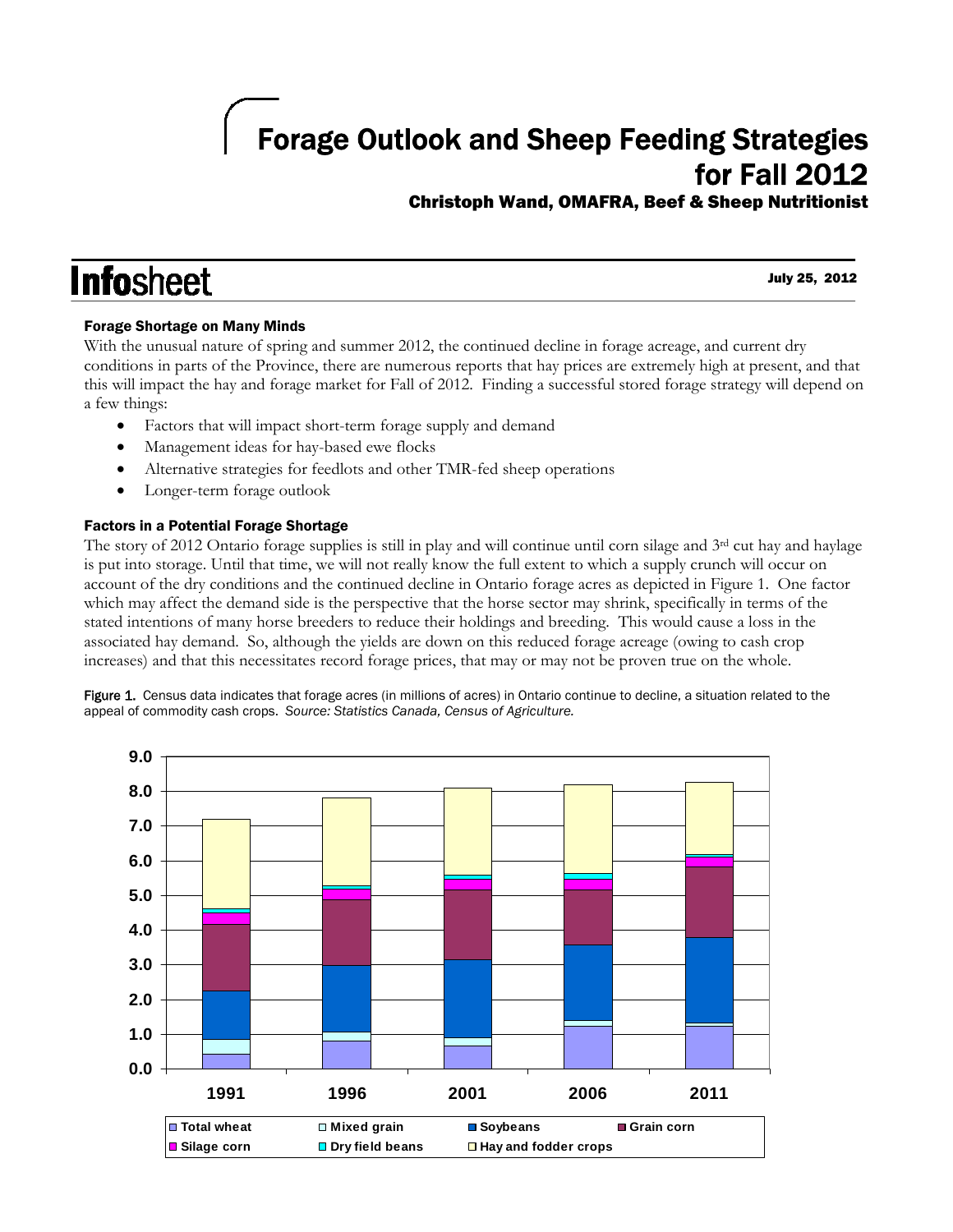# Forage Outlook and Sheep Feeding Strategies for Fall 2012

### Christoph Wand, OMAFRA, Beef & Sheep Nutritionist

**Infosheet**

July 25, 2012

### Forage Shortage on Many Minds

With the unusual nature of spring and summer 2012, the continued decline in forage acreage, and current dry conditions in parts of the Province, there are numerous reports that hay prices are extremely high at present, and that this will impact the hay and forage market for Fall of 2012. Finding a successful stored forage strategy will depend on a few things:

- Factors that will impact short-term forage supply and demand
- Management ideas for hay-based ewe flocks
- Alternative strategies for feedlots and other TMR-fed sheep operations
- Longer-term forage outlook

### Factors in a Potential Forage Shortage

The story of 2012 Ontario forage supplies is still in play and will continue until corn silage and 3rd cut hay and haylage is put into storage. Until that time, we will not really know the full extent to which a supply crunch will occur on account of the dry conditions and the continued decline in Ontario forage acres as depicted in Figure 1. One factor which may affect the demand side is the perspective that the horse sector may shrink, specifically in terms of the stated intentions of many horse breeders to reduce their holdings and breeding. This would cause a loss in the associated hay demand. So, although the yields are down on this reduced forage acreage (owing to cash crop increases) and that this necessitates record forage prices, that may or may not be proven true on the whole.

**Figure 1.** Census data indicates that forage acres (in millions of acres) in Ontario continue to decline, a situation related to the appeal of commodity cash crops. *Source: Statistics Canada, Census of Agriculture.*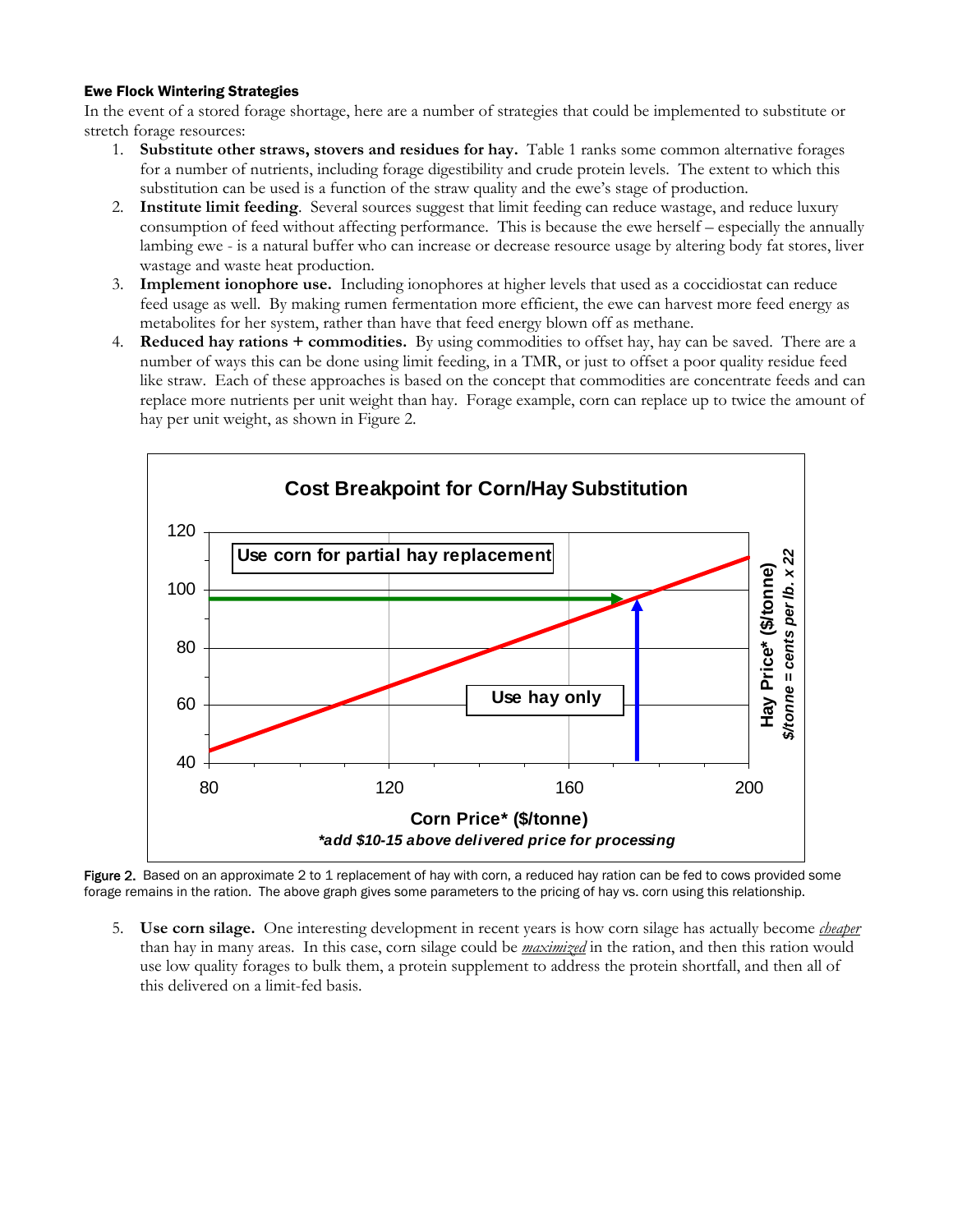### Ewe Flock Wintering Strategies

In the event of a stored forage shortage, here are a number of strategies that could be implemented to substitute or stretch forage resources:

1. **Substitute other straws, stovers and residues for hay.** Table 1 ranks some common alternative forages for a number of nutrients, including forage digestibility and crude protein levels. The extent to which this substitution can be used is a function of the straw quality and the ewe's stage of production.
2. **Institute limit feeding**. Several sources suggest that limit feeding can reduce wastage, and reduce luxury consumption of feed without affecting performance. This is because the ewe herself – especially the annually lambing ewe - is a natural buffer who can increase or decrease resource usage by altering body fat stores, liver wastage and waste heat production.
3. **Implement ionophore use.** Including ionophores at higher levels that used as a coccidiostat can reduce feed usage as well. By making rumen fermentation more efficient, the ewe can harvest more feed energy as metabolites for her system, rather than have that feed energy blown off as methane.
4. **Reduced hay rations + commodities.** By using commodities to offset hay, hay can be saved. There are a number of ways this can be done using limit feeding, in a TMR, or just to offset a poor quality residue feed like straw. Each of these approaches is based on the concept that commodities are concentrate feeds and can replace more nutrients per unit weight than hay. Forage example, corn can replace up to twice the amount of hay per unit weight, as shown in Figure 2.

**Cost Breakpoint for Corn/Hay Substitution**

Use corn for partial hay replacement

Use hay only

Hay Price* ($/tonne)
*$/tonne = cents per lb. x 22*

Corn Price* ($/tonne)
*\*add $10-15 above delivered price for processing*

Figure 2. Based on an approximate 2 to 1 replacement of hay with corn, a reduced hay ration can be fed to cows provided some forage remains in the ration. The above graph gives some parameters to the pricing of hay vs. corn using this relationship.

5. **Use corn silage.** One interesting development in recent years is how corn silage has actually become *cheaper* than hay in many areas. In this case, corn silage could be *maximized* in the ration, and then this ration would use low quality forages to bulk them, a protein supplement to address the protein shortfall, and then all of this delivered on a limit-fed basis.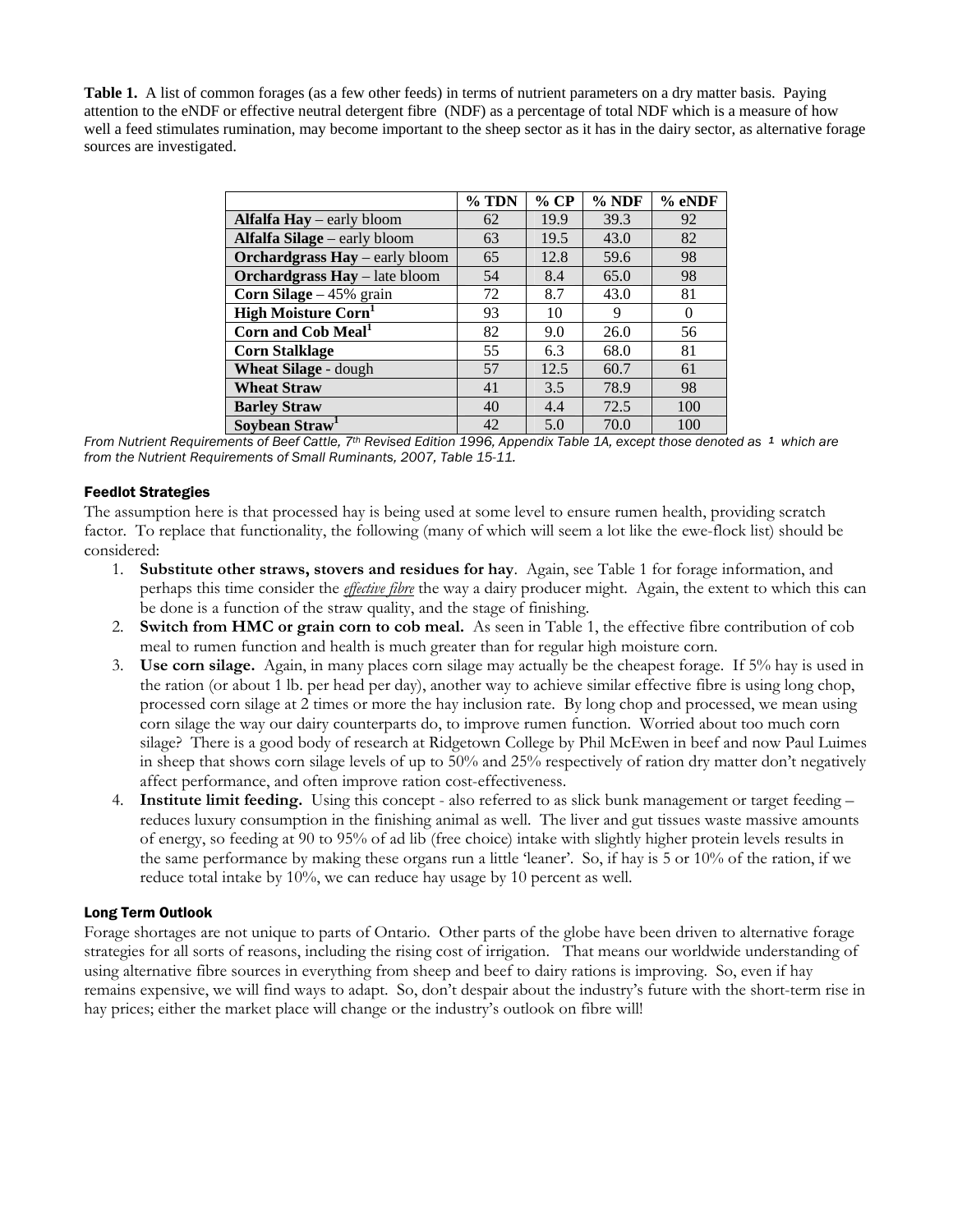**Table 1.** A list of common forages (as a few other feeds) in terms of nutrient parameters on a dry matter basis. Paying attention to the eNDF or effective neutral detergent fibre (NDF) as a percentage of total NDF which is a measure of how well a feed stimulates rumination, may become important to the sheep sector as it has in the dairy sector, as alternative forage sources are investigated.

| | % TDN | % CP | % NDF | % eNDF |
|---|---|---|---|---|
| **Alfalfa Hay** – early bloom | 62 | 19.9 | 39.3 | 92 |
| **Alfalfa Silage** – early bloom | 63 | 19.5 | 43.0 | 82 |
| **Orchardgrass Hay** – early bloom | 65 | 12.8 | 59.6 | 98 |
| **Orchardgrass Hay** – late bloom | 54 | 8.4 | 65.0 | 98 |
| **Corn Silage** – 45% grain | 72 | 8.7 | 43.0 | 81 |
| **High Moisture Corn**[1] | 93 | 10 | 9 | 0 |
| **Corn and Cob Meal**[1] | 82 | 9.0 | 26.0 | 56 |
| **Corn Stalklage** | 55 | 6.3 | 68.0 | 81 |
| **Wheat Silage** - dough | 57 | 12.5 | 60.7 | 61 |
| **Wheat Straw** | 41 | 3.5 | 78.9 | 98 |
| **Barley Straw** | 40 | 4.4 | 72.5 | 100 |
| **Soybean Straw**[1] | 42 | 5.0 | 70.0 | 100 |

*From Nutrient Requirements of Beef Cattle, 7th Revised Edition 1996, Appendix Table 1A, except those denoted as 1 which are from the Nutrient Requirements of Small Ruminants, 2007, Table 15-11.*

## Feedlot Strategies

The assumption here is that processed hay is being used at some level to ensure rumen health, providing scratch factor. To replace that functionality, the following (many of which will seem a lot like the ewe-flock list) should be considered:

1. **Substitute other straws, stovers and residues for hay**. Again, see Table 1 for forage information, and perhaps this time consider the *effective fibre* the way a dairy producer might. Again, the extent to which this can be done is a function of the straw quality, and the stage of finishing.
2. **Switch from HMC or grain corn to cob meal.** As seen in Table 1, the effective fibre contribution of cob meal to rumen function and health is much greater than for regular high moisture corn.
3. **Use corn silage.** Again, in many places corn silage may actually be the cheapest forage. If 5% hay is used in the ration (or about 1 lb. per head per day), another way to achieve similar effective fibre is using long chop, processed corn silage at 2 times or more the hay inclusion rate. By long chop and processed, we mean using corn silage the way our dairy counterparts do, to improve rumen function. Worried about too much corn silage? There is a good body of research at Ridgetown College by Phil McEwen in beef and now Paul Luimes in sheep that shows corn silage levels of up to 50% and 25% respectively of ration dry matter don't negatively affect performance, and often improve ration cost-effectiveness.
4. **Institute limit feeding.** Using this concept - also referred to as slick bunk management or target feeding – reduces luxury consumption in the finishing animal as well. The liver and gut tissues waste massive amounts of energy, so feeding at 90 to 95% of ad lib (free choice) intake with slightly higher protein levels results in the same performance by making these organs run a little 'leaner'. So, if hay is 5 or 10% of the ration, if we reduce total intake by 10%, we can reduce hay usage by 10 percent as well.

## Long Term Outlook

Forage shortages are not unique to parts of Ontario. Other parts of the globe have been driven to alternative forage strategies for all sorts of reasons, including the rising cost of irrigation. That means our worldwide understanding of using alternative fibre sources in everything from sheep and beef to dairy rations is improving. So, even if hay remains expensive, we will find ways to adapt. So, don't despair about the industry's future with the short-term rise in hay prices; either the market place will change or the industry's outlook on fibre will!